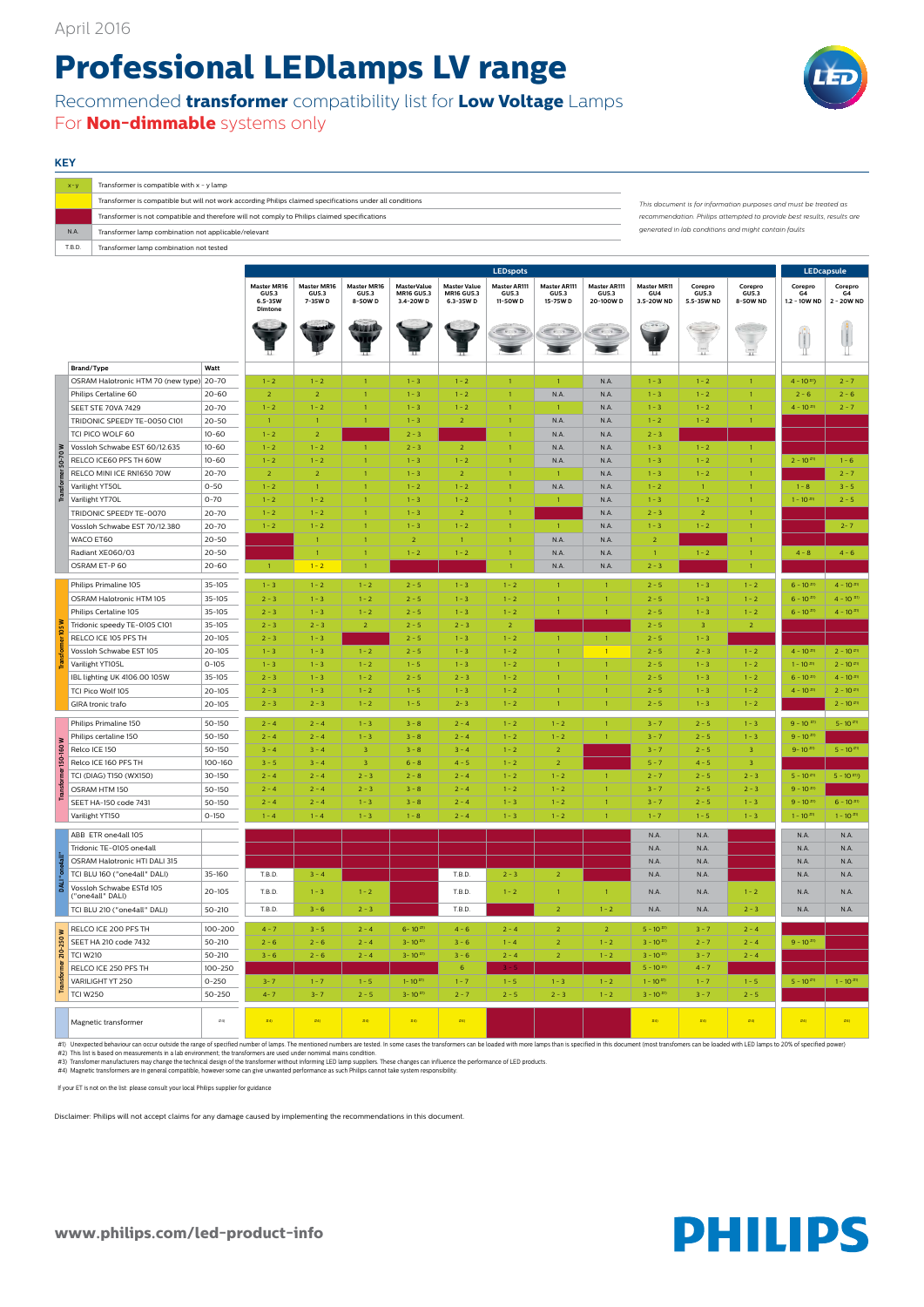April 2016

# Professional LEDlamps LV range

Recommended **transformer** compatibility list for **Low Voltage** Lamps
For **Non-dimmable** systems only

### KEY

| | |
|---|---|
| x - y | Transformer is compatible with x - y lamp |
| (yellow) | Transformer is compatible but will not work according Philips claimed specifications under all conditions |
| (red) | Transformer is not compatible and therefore will not comply to Philips claimed specifications |
| N.A. | Transformer lamp combination not applicable/relevant |
| T.B.D. | Transformer lamp combination not tested |

*This document is for information purposes and must be treated as recommendation. Philips attempted to provide best results, results are generated in lab conditions and might contain faults*

| | | | LEDspots | | | | | | | | | | | LEDcapsule | |
|---|---|---|---|---|---|---|---|---|---|---|---|---|---|---|---|
| | | | Master MR16 GU5.3 6.5-35W Dimtone | Master MR16 GU5.3 7-35W D | Master MR16 GU5.3 8-50W D | MasterValue MR16 GU5.3 3.4-20W D | Master Value MR16 GU5.3 6.3-35W D | Master AR111 GU5.3 11-50W D | Master AR111 GU5.3 15-75W D | Master AR111 GU5.3 20-100W D | Master MR11 GU4 3.5-20W ND | Corepro GU5.3 5.5-35W ND | Corepro GU5.3 8-50W ND | Corepro G4 1.2 - 10W ND | Corepro G4 2 - 20W ND |
| | **Brand/Type** | **Watt** | | | | | | | | | | | | | |
| Transformer 50-70 W | OSRAM Halotronic HTM 70 (new type) | 20-70 | 1 - 2 | 1 - 2 | 1 | 1 - 3 | 1 - 2 | 1 | 1 | N.A. | 1 - 3 | 1 - 2 | 1 | 4 - 10 #1) | 2 - 7 |
| | Philips Certaline 60 | 20-60 | 2 | 2 | 1 | 1 - 3 | 1 - 2 | 1 | N.A. | N.A. | 1 - 3 | 1 - 2 | 1 | 2 - 6 | 2 - 6 |
| | SEET STE 70VA 7429 | 20-70 | 1 - 2 | 1 - 2 | 1 | 1 - 3 | 1 - 2 | 1 | 1 | N.A. | 1 - 3 | 1 - 2 | 1 | 4 - 10 #1) | 2 - 7 |
| | TRIDONIC SPEEDY TE-0050 C101 | 20-50 | 1 | 1 | 1 | 1 - 3 | 2 | 1 | N.A. | N.A. | 1 - 2 | 1 - 2 | 1 | | |
| | TCI PICO WOLF 60 | 10-60 | 1 - 2 | 2 | | 2 - 3 | | 1 | N.A. | N.A. | 2 - 3 | | | | |
| | Vossloh Schwabe EST 60/12.635 | 10-60 | 1 - 2 | 1 - 2 | 1 | 2 - 3 | 2 | 1 | N.A. | N.A. | 1 - 3 | 1 - 2 | 1 | | |
| | RELCO ICE60 PFS TH 60W | 10-60 | 1 - 2 | 1 - 2 | 1 | 1 - 3 | 1 - 2 | 1 | N.A. | N.A. | 1 - 3 | 1 - 2 | 1 | 2 - 10 #1) | 1 - 6 |
| | RELCO MINI ICE RN1650 70W | 20-70 | 2 | 2 | 1 | 1 - 3 | 2 | 1 | 1 | N.A. | 1 - 3 | 1 - 2 | 1 | | 2 - 7 |
| | Varilight YT50L | 0-50 | 1 - 2 | 1 | 1 | 1 - 2 | 1 - 2 | 1 | N.A. | N.A. | 1 - 2 | 1 | 1 | 1 - 8 | 3 - 5 |
| | Varilight YT70L | 0-70 | 1 - 2 | 1 - 2 | 1 | 1 - 3 | 1 - 2 | 1 | 1 | N.A. | 1 - 3 | 1 - 2 | 1 | 1 - 10 #1) | 2 - 5 |
| | TRIDONIC SPEEDY TE-0070 | 20-70 | 1 - 2 | 1 - 2 | 1 | 1 - 3 | 2 | 1 | | N.A. | 2 - 3 | 2 | 1 | | |
| | Vossloh Schwabe EST 70/12.380 | 20-70 | 1 - 2 | 1 - 2 | 1 | 1 - 3 | 1 - 2 | 1 | 1 | N.A. | 1 - 3 | 1 - 2 | 1 | | 2 - 7 |
| | WACO ET60 | 20-50 | | 1 | 1 | 2 | 1 | 1 | N.A. | N.A. | 2 | | 1 | | |
| | Radiant XE060/03 | 20-50 | | 1 | 1 | 1 - 2 | 1 - 2 | 1 | N.A. | N.A. | 1 | 1 - 2 | 1 | 4 - 8 | 4 - 6 |
| | OSRAM ET-P 60 | 20-60 | 1 | 1 - 2 | 1 | | | 1 | N.A. | N.A. | 2 - 3 | | 1 | | |
| Transformer 105 W | Philips Primaline 105 | 35-105 | 1 - 3 | 1 - 2 | 1 - 2 | 2 - 5 | 1 - 3 | 1 - 2 | 1 | 1 | 2 - 5 | 1 - 3 | 1 - 2 | 6 - 10 #1) | 4 - 10 #1) |
| | OSRAM Halotronic HTM 105 | 35-105 | 2 - 3 | 1 - 3 | 1 - 2 | 2 - 5 | 1 - 3 | 1 - 2 | 1 | 1 | 2 - 5 | 1 - 3 | 1 - 2 | 6 - 10 #1) | 4 - 10 #1) |
| | Philips Certaline 105 | 35-105 | 2 - 3 | 1 - 3 | 1 - 2 | 2 - 5 | 1 - 3 | 1 - 2 | 1 | 1 | 2 - 5 | 1 - 3 | 1 - 2 | 6 - 10 #1) | 4 - 10 #1) |
| | Tridonic speedy TE-0105 C101 | 35-105 | 2 - 3 | 2 - 3 | 2 | 2 - 5 | 2 - 3 | 2 | | | 2 - 5 | 3 | 2 | | |
| | RELCO ICE 105 PFS TH | 20-105 | 2 - 3 | 1 - 3 | | 2 - 5 | 1 - 3 | 1 - 2 | 1 | 1 | 2 - 5 | 1 - 3 | | | |
| | Vossloh Schwabe EST 105 | 20-105 | 1 - 3 | 1 - 3 | 1 - 2 | 2 - 5 | 1 - 3 | 1 - 2 | 1 | 1 | 2 - 5 | 2 - 3 | 1 - 2 | 4 - 10 #1) | 2 - 10 #1) |
| | Varilight YT105L | 0-105 | 1 - 3 | 1 - 3 | 1 - 2 | 1 - 5 | 1 - 3 | 1 - 2 | 1 | 1 | 2 - 5 | 1 - 3 | 1 - 2 | 1 - 10 #1) | 2 - 10 #1) |
| | IBL lighting UK 4106.00 105W | 35-105 | 2 - 3 | 1 - 3 | 1 - 2 | 2 - 5 | 2 - 3 | 1 - 2 | 1 | 1 | 2 - 5 | 1 - 3 | 1 - 2 | 6 - 10 #1) | 4 - 10 #1) |
| | TCI Pico Wolf 105 | 20-105 | 2 - 3 | 1 - 3 | 1 - 2 | 1 - 5 | 1 - 3 | 1 - 2 | 1 | 1 | 2 - 5 | 1 - 3 | 1 - 2 | 4 - 10 #1) | 2 - 10 #1) |
| | GIRA tronic trafo | 20-105 | 2 - 3 | 2 - 3 | 1 - 2 | 1 - 5 | 2 - 3 | 1 - 2 | 1 | 1 | 2 - 5 | 1 - 3 | 1 - 2 | | 2 - 10 #1) |
| Transformer 150-160 W | Philips Primaline 150 | 50-150 | 2 - 4 | 2 - 4 | 1 - 3 | 3 - 8 | 2 - 4 | 1 - 2 | 1 - 2 | 1 | 3 - 7 | 2 - 5 | 1 - 3 | 9 - 10 #1) | 5 - 10 #1) |
| | Philips certaline 150 | 50-150 | 2 - 4 | 2 - 4 | 1 - 3 | 3 - 8 | 2 - 4 | 1 - 2 | 1 - 2 | 1 | 3 - 7 | 2 - 5 | 1 - 3 | 9 - 10 #1) | |
| | Relco ICE 150 | 50-150 | 3 - 4 | 3 - 4 | 3 | 3 - 8 | 3 - 4 | 1 - 2 | 2 | | 3 - 7 | 2 - 5 | 3 | 9 - 10 #1) | 5 - 10 #1) |
| | Relco ICE 160 PFS TH | 100-160 | 3 - 5 | 3 - 4 | 3 | 6 - 8 | 4 - 5 | 1 - 2 | 2 | | 5 - 7 | 4 - 5 | 3 | | |
| | TCI (DIAG) T150 (WX150) | 30-150 | 2 - 4 | 2 - 4 | 2 - 3 | 2 - 8 | 2 - 4 | 1 - 2 | 1 - 2 | 1 | 2 - 7 | 2 - 5 | 2 - 3 | 5 - 10 #1) | 5 - 10 #1) |
| | OSRAM HTM 150 | 50-150 | 2 - 4 | 2 - 4 | 2 - 3 | 3 - 8 | 2 - 4 | 1 - 2 | 1 - 2 | 1 | 3 - 7 | 2 - 5 | 2 - 3 | 9 - 10 #1) | |
| | SEET HA-150 code 7431 | 50-150 | 2 - 4 | 2 - 4 | 1 - 3 | 3 - 8 | 2 - 4 | 1 - 3 | 1 - 2 | 1 | 3 - 7 | 2 - 5 | 1 - 3 | 9 - 10 #1) | 6 - 10 #1) |
| | Varilight YT150 | 0-150 | 1 - 4 | 1 - 4 | 1 - 3 | 1 - 8 | 2 - 4 | 1 - 3 | 1 - 2 | 1 | 1 - 7 | 1 - 5 | 1 - 3 | 1 - 10 #1) | 1 - 10 #1) |
| DALI "one4all" | ABB ETR one4all 105 | | | | | | | | | | N.A. | N.A. | | N.A. | N.A. |
| | Tridonic TE-0105 one4all | | | | | | | | | | N.A. | N.A. | | N.A. | N.A. |
| | OSRAM Halotronic HTI DALI 315 | | | | | | | | | | N.A. | N.A. | | N.A. | N.A. |
| | TCI BLU 160 ("one4all" DALI) | 35-160 | T.B.D. | 3 - 4 | | | T.B.D. | 2 - 3 | 2 | | N.A. | N.A. | | N.A. | N.A. |
| | Vossloh Schwabe ESTd 105 ("one4all" DALI) | 20-105 | T.B.D. | 1 - 3 | 1 - 2 | | T.B.D. | 1 - 2 | 1 | 1 | N.A. | N.A. | 1 - 2 | N.A. | N.A. |
| | TCI BLU 210 ("one4all" DALI) | 50-210 | T.B.D. | 3 - 6 | 2 - 3 | | T.B.D. | | 2 | 1 - 2 | N.A. | N.A. | 2 - 3 | N.A. | N.A. |
| Transformer 210-250 W | RELCO ICE 200 PFS TH | 100-200 | 4 - 7 | 3 - 5 | 2 - 4 | 6 - 10 #1) | 4 - 6 | 2 - 4 | 2 | 2 | 5 - 10 #1) | 3 - 7 | 2 - 4 | | |
| | SEET HA 210 code 7432 | 50-210 | 2 - 6 | 2 - 6 | 2 - 4 | 3 - 10 #1) | 3 - 6 | 1 - 4 | 2 | 1 - 2 | 3 - 10 #1) | 2 - 7 | 2 - 4 | 9 - 10 #1) | |
| | TCI W210 | 50-210 | 3 - 6 | 2 - 6 | 2 - 4 | 3 - 10 #1) | 3 - 6 | 2 - 4 | 2 | 1 - 2 | 3 - 10 #1) | 3 - 7 | 2 - 4 | | |
| | RELCO ICE 250 PFS TH | 100-250 | | | | | 6 | 3 - 5 | | | 5 - 10 #1) | 4 - 7 | | | |
| | VARILIGHT YT 250 | 0-250 | 3 - 7 | 1 - 7 | 1 - 5 | 1 - 10 #1) | 1 - 7 | 1 - 5 | 1 - 3 | 1 - 2 | 1 - 10 #1) | 1 - 7 | 1 - 5 | 5 - 10 #1) | 1 - 10 #1) |
| | TCI W250 | 50-250 | 4 - 7 | 3 - 7 | 2 - 5 | 3 - 10 #1) | 2 - 7 | 2 - 5 | 2 - 3 | 1 - 2 | 3 - 10 #1) | 3 - 7 | 2 - 5 | | |
| | Magnetic transformer | (#4) | (#4) | (#4) | (#4) | (#4) | (#4) | | | | (#4) | (#4) | (#4) | (#4) | (#4) |

#1) Unexpected behaviour can occur outside the range of specified number of lamps. The mentioned numbers are tested. In some cases the transformers can be loaded with more lamps than is specified in this document (most transformers can be loaded with LED lamps to 20% of specified power)
#2) This list is based on measurements in a lab environment; the transformers are used under nominal mains condition.
#3) Transformer manufacturers may change the technical design of the transformer without informing LED lamp suppliers. These changes can influence the performance of LED products.
#4) Magnetic transformers are in general compatible, however some can give unwanted performance as such Philips cannot take system responsibility.

If your ET is not on the list: please consult your local Philips supplier for guidance

Disclaimer: Philips will not accept claims for any damage caused by implementing the recommendations in this document.

www.philips.com/led-product-info

PHILIPS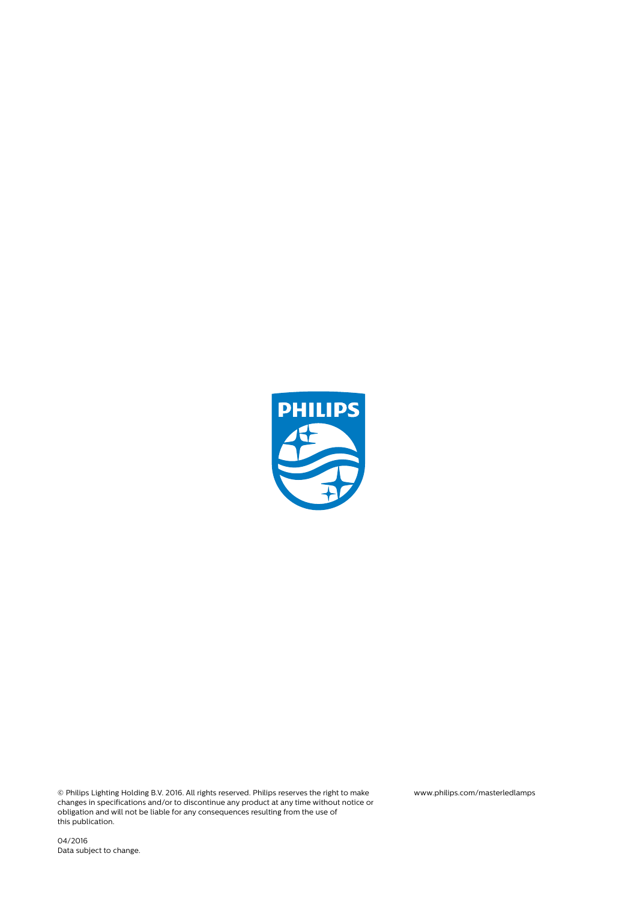PHILIPS

© Philips Lighting Holding B.V. 2016. All rights reserved. Philips reserves the right to make changes in specifications and/or to discontinue any product at any time without notice or obligation and will not be liable for any consequences resulting from the use of this publication.

04/2016
Data subject to change.

www.philips.com/masterledlamps